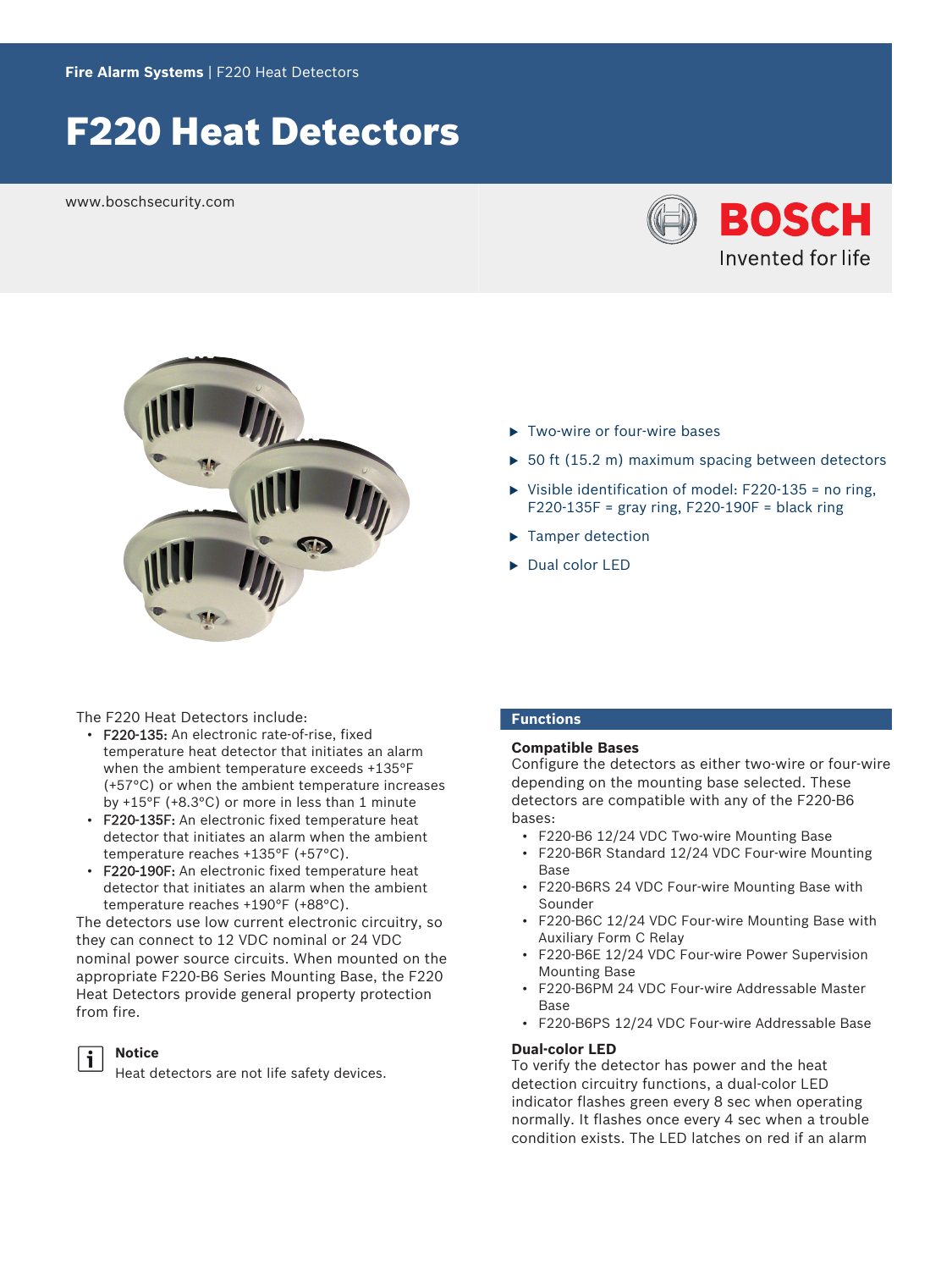Fire Alarm Systems | F220 Heat Detectors

# F220 Heat Detectors

www.boschsecurity.com

- Two-wire or four-wire bases
- 50 ft (15.2 m) maximum spacing between detectors
- Visible identification of model: F220-135 = no ring, F220-135F = gray ring, F220-190F = black ring
- Tamper detection
- Dual color LED

The F220 Heat Detectors include:

- **F220-135:** An electronic rate-of-rise, fixed temperature heat detector that initiates an alarm when the ambient temperature exceeds +135°F (+57°C) or when the ambient temperature increases by +15°F (+8.3°C) or more in less than 1 minute
- **F220-135F:** An electronic fixed temperature heat detector that initiates an alarm when the ambient temperature reaches +135°F (+57°C).
- **F220-190F:** An electronic fixed temperature heat detector that initiates an alarm when the ambient temperature reaches +190°F (+88°C).

The detectors use low current electronic circuitry, so they can connect to 12 VDC nominal or 24 VDC nominal power source circuits. When mounted on the appropriate F220-B6 Series Mounting Base, the F220 Heat Detectors provide general property protection from fire.

**Notice**
Heat detectors are not life safety devices.

## Functions

### Compatible Bases

Configure the detectors as either two-wire or four-wire depending on the mounting base selected. These detectors are compatible with any of the F220-B6 bases:

- F220-B6 12/24 VDC Two-wire Mounting Base
- F220-B6R Standard 12/24 VDC Four-wire Mounting Base
- F220-B6RS 24 VDC Four-wire Mounting Base with Sounder
- F220-B6C 12/24 VDC Four-wire Mounting Base with Auxiliary Form C Relay
- F220-B6E 12/24 VDC Four-wire Power Supervision Mounting Base
- F220-B6PM 24 VDC Four-wire Addressable Master Base
- F220-B6PS 12/24 VDC Four-wire Addressable Base

### Dual-color LED

To verify the detector has power and the heat detection circuitry functions, a dual-color LED indicator flashes green every 8 sec when operating normally. It flashes once every 4 sec when a trouble condition exists. The LED latches on red if an alarm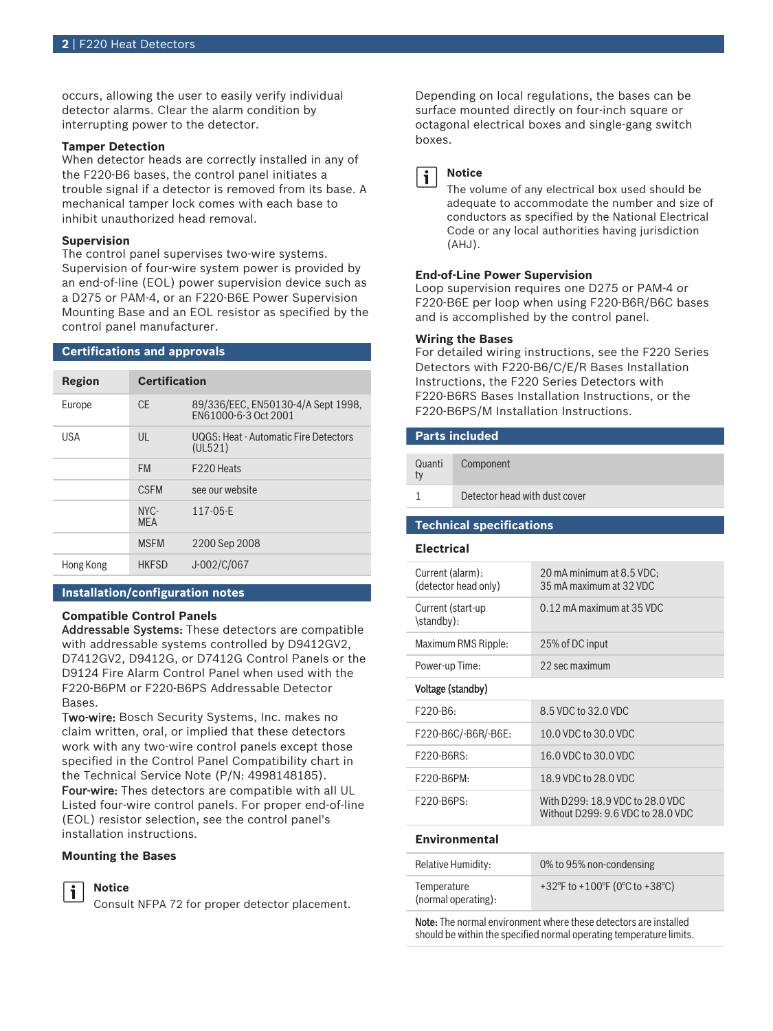occurs, allowing the user to easily verify individual detector alarms. Clear the alarm condition by interrupting power to the detector.

**Tamper Detection**
When detector heads are correctly installed in any of the F220-B6 bases, the control panel initiates a trouble signal if a detector is removed from its base. A mechanical tamper lock comes with each base to inhibit unauthorized head removal.

**Supervision**
The control panel supervises two-wire systems. Supervision of four-wire system power is provided by an end-of-line (EOL) power supervision device such as a D275 or PAM-4, or an F220-B6E Power Supervision Mounting Base and an EOL resistor as specified by the control panel manufacturer.

## Certifications and approvals

| Region | Certification | |
|---|---|---|
| Europe | CE | 89/336/EEC, EN50130-4/A Sept 1998, EN61000-6-3 Oct 2001 |
| USA | UL | UQGS: Heat - Automatic Fire Detectors (UL521) |
| | FM | F220 Heats |
| | CSFM | see our website |
| | NYC-MEA | 117-05-E |
| | MSFM | 2200 Sep 2008 |
| Hong Kong | HKFSD | J-002/C/067 |

## Installation/configuration notes

**Compatible Control Panels**
**Addressable Systems:** These detectors are compatible with addressable systems controlled by D9412GV2, D7412GV2, D9412G, or D7412G Control Panels or the D9124 Fire Alarm Control Panel when used with the F220-B6PM or F220-B6PS Addressable Detector Bases.
**Two-wire:** Bosch Security Systems, Inc. makes no claim written, oral, or implied that these detectors work with any two-wire control panels except those specified in the Control Panel Compatibility chart in the Technical Service Note (P/N: 4998148185).
**Four-wire:** Thes detectors are compatible with all UL Listed four-wire control panels. For proper end-of-line (EOL) resistor selection, see the control panel's installation instructions.

**Mounting the Bases**

> **Notice**
> Consult NFPA 72 for proper detector placement.

Depending on local regulations, the bases can be surface mounted directly on four-inch square or octagonal electrical boxes and single-gang switch boxes.

> **Notice**
> The volume of any electrical box used should be adequate to accommodate the number and size of conductors as specified by the National Electrical Code or any local authorities having jurisdiction (AHJ).

**End-of-Line Power Supervision**
Loop supervision requires one D275 or PAM-4 or F220-B6E per loop when using F220-B6R/B6C bases and is accomplished by the control panel.

**Wiring the Bases**
For detailed wiring instructions, see the F220 Series Detectors with F220-B6/C/E/R Bases Installation Instructions, the F220 Series Detectors with F220-B6RS Bases Installation Instructions, or the F220-B6PS/M Installation Instructions.

## Parts included

| Quantity | Component |
|---|---|
| 1 | Detector head with dust cover |

## Technical specifications

### Electrical

| | |
|---|---|
| Current (alarm): (detector head only) | 20 mA minimum at 8.5 VDC; 35 mA maximum at 32 VDC |
| Current (start-up \standby): | 0.12 mA maximum at 35 VDC |
| Maximum RMS Ripple: | 25% of DC input |
| Power-up Time: | 22 sec maximum |
| **Voltage (standby)** | |
| F220-B6: | 8.5 VDC to 32.0 VDC |
| F220-B6C/-B6R/-B6E: | 10.0 VDC to 30.0 VDC |
| F220-B6RS: | 16.0 VDC to 30.0 VDC |
| F220-B6PM: | 18.9 VDC to 28.0 VDC |
| F220-B6PS: | With D299: 18.9 VDC to 28.0 VDC<br>Without D299: 9.6 VDC to 28.0 VDC |

### Environmental

| | |
|---|---|
| Relative Humidity: | 0% to 95% non-condensing |
| Temperature (normal operating): | +32°F to +100°F (0°C to +38°C) |

**Note:** The normal environment where these detectors are installed should be within the specified normal operating temperature limits.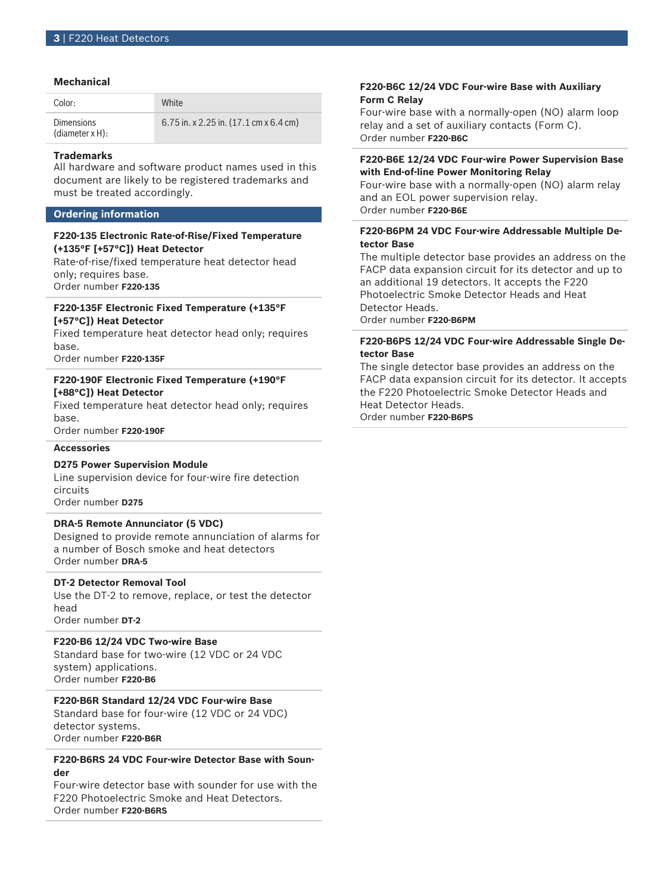### Mechanical

| Color: | White |
|---|---|
| Dimensions (diameter x H): | 6.75 in. x 2.25 in. (17.1 cm x 6.4 cm) |

### Trademarks

All hardware and software product names used in this document are likely to be registered trademarks and must be treated accordingly.

## Ordering information

**F220-135 Electronic Rate-of-Rise/Fixed Temperature (+135°F [+57°C]) Heat Detector**
Rate-of-rise/fixed temperature heat detector head only; requires base.
Order number **F220-135**

**F220-135F Electronic Fixed Temperature (+135°F [+57°C]) Heat Detector**
Fixed temperature heat detector head only; requires base.
Order number **F220-135F**

**F220-190F Electronic Fixed Temperature (+190°F [+88°C]) Heat Detector**
Fixed temperature heat detector head only; requires base.
Order number **F220-190F**

### Accessories

**D275 Power Supervision Module**
Line supervision device for four-wire fire detection circuits
Order number **D275**

**DRA-5 Remote Annunciator (5 VDC)**
Designed to provide remote annunciation of alarms for a number of Bosch smoke and heat detectors
Order number **DRA-5**

**DT-2 Detector Removal Tool**
Use the DT-2 to remove, replace, or test the detector head
Order number **DT-2**

**F220-B6 12/24 VDC Two-wire Base**
Standard base for two-wire (12 VDC or 24 VDC system) applications.
Order number **F220-B6**

**F220-B6R Standard 12/24 VDC Four-wire Base**
Standard base for four-wire (12 VDC or 24 VDC) detector systems.
Order number **F220-B6R**

**F220-B6RS 24 VDC Four-wire Detector Base with Sounder**
Four-wire detector base with sounder for use with the F220 Photoelectric Smoke and Heat Detectors.
Order number **F220-B6RS**

**F220-B6C 12/24 VDC Four-wire Base with Auxiliary Form C Relay**
Four-wire base with a normally-open (NO) alarm loop relay and a set of auxiliary contacts (Form C).
Order number **F220-B6C**

**F220-B6E 12/24 VDC Four-wire Power Supervision Base with End-of-line Power Monitoring Relay**
Four-wire base with a normally-open (NO) alarm relay and an EOL power supervision relay.
Order number **F220-B6E**

**F220-B6PM 24 VDC Four-wire Addressable Multiple Detector Base**
The multiple detector base provides an address on the FACP data expansion circuit for its detector and up to an additional 19 detectors. It accepts the F220 Photoelectric Smoke Detector Heads and Heat Detector Heads.
Order number **F220-B6PM**

**F220-B6PS 12/24 VDC Four-wire Addressable Single Detector Base**
The single detector base provides an address on the FACP data expansion circuit for its detector. It accepts the F220 Photoelectric Smoke Detector Heads and Heat Detector Heads.
Order number **F220-B6PS**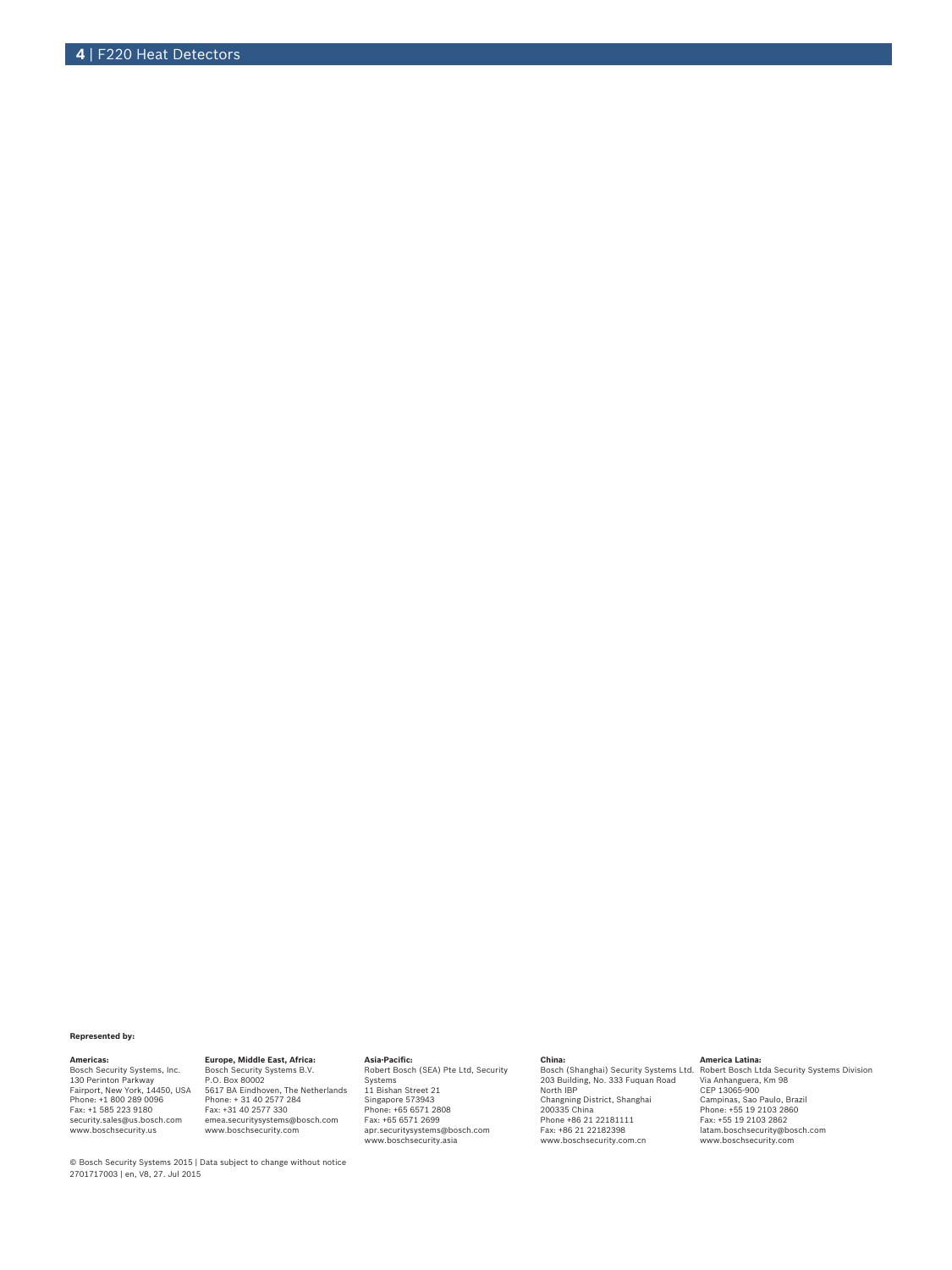**Represented by:**

**Americas:**
Bosch Security Systems, Inc.
130 Perinton Parkway
Fairport, New York, 14450, USA
Phone: +1 800 289 0096
Fax: +1 585 223 9180
security.sales@us.bosch.com
www.boschsecurity.us

**Europe, Middle East, Africa:**
Bosch Security Systems B.V.
P.O. Box 80002
5617 BA Eindhoven, The Netherlands
Phone: + 31 40 2577 284
Fax: +31 40 2577 330
emea.securitysystems@bosch.com
www.boschsecurity.com

**Asia-Pacific:**
Robert Bosch (SEA) Pte Ltd, Security Systems
11 Bishan Street 21
Singapore 573943
Phone: +65 6571 2808
Fax: +65 6571 2699
apr.securitysystems@bosch.com
www.boschsecurity.asia

**China:**
Bosch (Shanghai) Security Systems Ltd.
203 Building, No. 333 Fuquan Road
North IBP
Changning District, Shanghai
200335 China
Phone +86 21 22181111
Fax: +86 21 22182398
www.boschsecurity.com.cn

**America Latina:**
Robert Bosch Ltda Security Systems Division
Via Anhanguera, Km 98
CEP 13065-900
Campinas, Sao Paulo, Brazil
Phone: +55 19 2103 2860
Fax: +55 19 2103 2862
latam.boschsecurity@bosch.com
www.boschsecurity.com

© Bosch Security Systems 2015 | Data subject to change without notice
2701717003 | en, V8, 27. Jul 2015